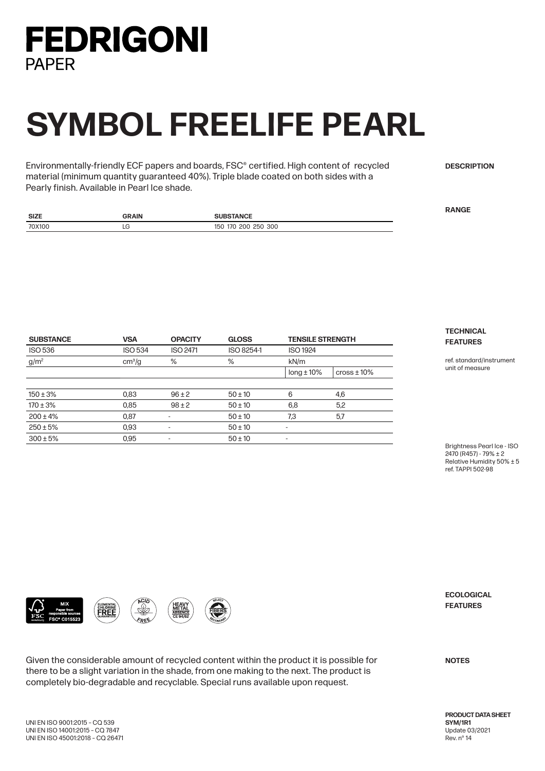# FEDRIGONI
PAPER

# SYMBOL FREELIFE PEARL

**DESCRIPTION**

Environmentally-friendly ECF papers and boards, FSC® certified. High content of recycled material (minimum quantity guaranteed 40%). Triple blade coated on both sides with a Pearly finish. Available in Pearl Ice shade.

**RANGE**

| SIZE | GRAIN | SUBSTANCE |
|---|---|---|
| 70X100 | LG | 150 170 200 250 300 |

**TECHNICAL FEATURES**

ref. standard/instrument
unit of measure

| SUBSTANCE | VSA | OPACITY | GLOSS | TENSILE STRENGTH | |
|---|---|---|---|---|---|
| ISO 536 | ISO 534 | ISO 2471 | ISO 8254-1 | ISO 1924 | |
| g/m² | cm³/g | % | % | kN/m | |
| | | | | long ± 10% | cross ± 10% |
| 150 ± 3% | 0,83 | 96 ± 2 | 50 ± 10 | 6 | 4,6 |
| 170 ± 3% | 0,85 | 98 ± 2 | 50 ± 10 | 6,8 | 5,2 |
| 200 ± 4% | 0,87 | - | 50 ± 10 | 7,3 | 5,7 |
| 250 ± 5% | 0,93 | - | 50 ± 10 | - | |
| 300 ± 5% | 0,95 | - | 50 ± 10 | - | |

Brightness Pearl Ice - ISO 2470 (R457) - 79% ± 2
Relative Humidity 50% ± 5
ref. TAPPI 502-98

**ECOLOGICAL FEATURES**

MIX Paper from responsible sources FSC® C015523 · ELEMENTAL CHLORINE FREE GUARANTEED · ACID FREE · HEAVY METAL ABSENCE CE 94/62 · SELECT FIBERS SECONDARY

**NOTES**

Given the considerable amount of recycled content within the product it is possible for there to be a slight variation in the shade, from one making to the next. The product is completely bio-degradable and recyclable. Special runs available upon request.

UNI EN ISO 9001:2015 – CQ 539
UNI EN ISO 14001:2015 – CQ 7847
UNI EN ISO 45001:2018 – CQ 26471

**PRODUCT DATA SHEET**
**SYM/1R1**
Update 03/2021
Rev. n° 14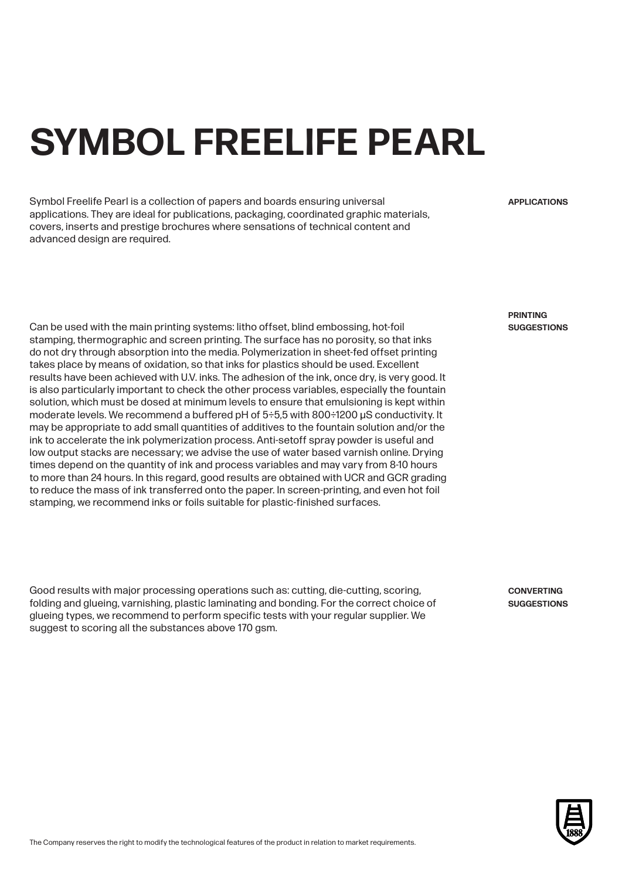# SYMBOL FREELIFE PEARL

**APPLICATIONS**

Symbol Freelife Pearl is a collection of papers and boards ensuring universal applications. They are ideal for publications, packaging, coordinated graphic materials, covers, inserts and prestige brochures where sensations of technical content and advanced design are required.

**PRINTING SUGGESTIONS**

Can be used with the main printing systems: litho offset, blind embossing, hot-foil stamping, thermographic and screen printing. The surface has no porosity, so that inks do not dry through absorption into the media. Polymerization in sheet-fed offset printing takes place by means of oxidation, so that inks for plastics should be used. Excellent results have been achieved with U.V. inks. The adhesion of the ink, once dry, is very good. It is also particularly important to check the other process variables, especially the fountain solution, which must be dosed at minimum levels to ensure that emulsioning is kept within moderate levels. We recommend a buffered pH of 5÷5,5 with 800÷1200 μS conductivity. It may be appropriate to add small quantities of additives to the fountain solution and/or the ink to accelerate the ink polymerization process. Anti-setoff spray powder is useful and low output stacks are necessary; we advise the use of water based varnish online. Drying times depend on the quantity of ink and process variables and may vary from 8-10 hours to more than 24 hours. In this regard, good results are obtained with UCR and GCR grading to reduce the mass of ink transferred onto the paper. In screen-printing, and even hot foil stamping, we recommend inks or foils suitable for plastic-finished surfaces.

**CONVERTING SUGGESTIONS**

Good results with major processing operations such as: cutting, die-cutting, scoring, folding and glueing, varnishing, plastic laminating and bonding. For the correct choice of glueing types, we recommend to perform specific tests with your regular supplier. We suggest to scoring all the substances above 170 gsm.

The Company reserves the right to modify the technological features of the product in relation to market requirements.